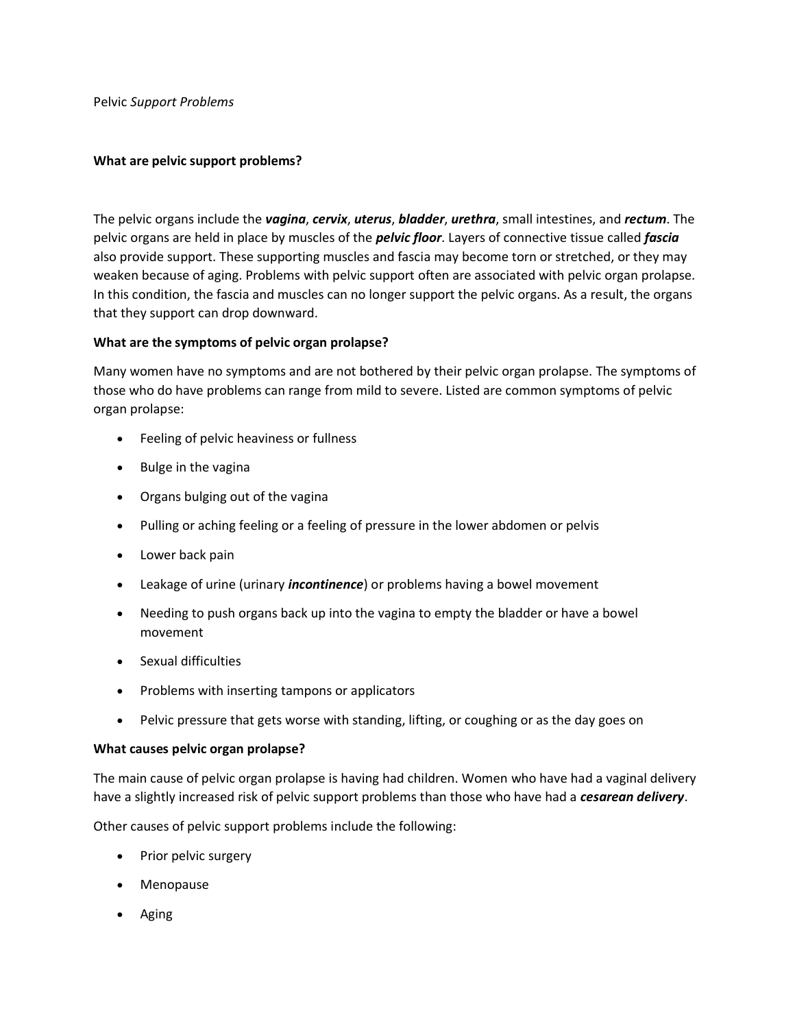# Pelvic *Support Problems*

## What are pelvic support problems?

The pelvic organs include the ***vagina***, ***cervix***, ***uterus***, ***bladder***, ***urethra***, small intestines, and ***rectum***. The pelvic organs are held in place by muscles of the ***pelvic floor***. Layers of connective tissue called ***fascia*** also provide support. These supporting muscles and fascia may become torn or stretched, or they may weaken because of aging. Problems with pelvic support often are associated with pelvic organ prolapse. In this condition, the fascia and muscles can no longer support the pelvic organs. As a result, the organs that they support can drop downward.

## What are the symptoms of pelvic organ prolapse?

Many women have no symptoms and are not bothered by their pelvic organ prolapse. The symptoms of those who do have problems can range from mild to severe. Listed are common symptoms of pelvic organ prolapse:

- Feeling of pelvic heaviness or fullness
- Bulge in the vagina
- Organs bulging out of the vagina
- Pulling or aching feeling or a feeling of pressure in the lower abdomen or pelvis
- Lower back pain
- Leakage of urine (urinary ***incontinence***) or problems having a bowel movement
- Needing to push organs back up into the vagina to empty the bladder or have a bowel movement
- Sexual difficulties
- Problems with inserting tampons or applicators
- Pelvic pressure that gets worse with standing, lifting, or coughing or as the day goes on

## What causes pelvic organ prolapse?

The main cause of pelvic organ prolapse is having had children. Women who have had a vaginal delivery have a slightly increased risk of pelvic support problems than those who have had a ***cesarean delivery***.

Other causes of pelvic support problems include the following:

- Prior pelvic surgery
- Menopause
- Aging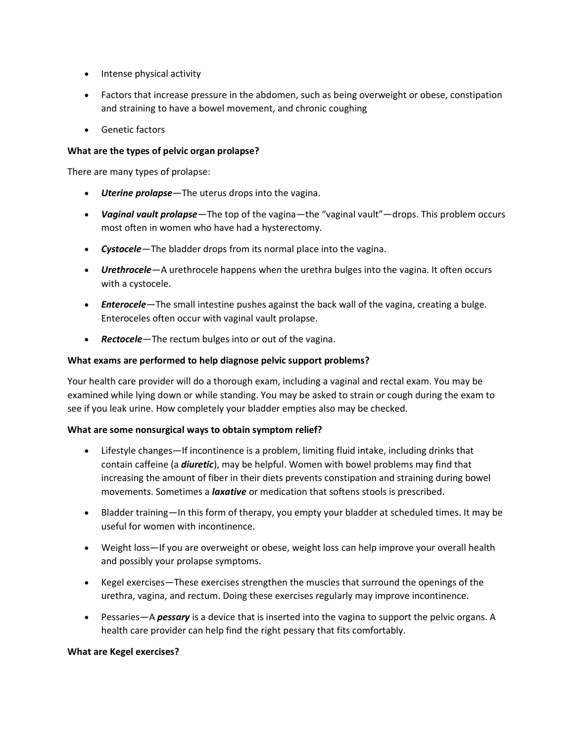- Intense physical activity
- Factors that increase pressure in the abdomen, such as being overweight or obese, constipation and straining to have a bowel movement, and chronic coughing
- Genetic factors

**What are the types of pelvic organ prolapse?**

There are many types of prolapse:

- ***Uterine prolapse***—The uterus drops into the vagina.
- ***Vaginal vault prolapse***—The top of the vagina—the "vaginal vault"—drops. This problem occurs most often in women who have had a hysterectomy.
- ***Cystocele***—The bladder drops from its normal place into the vagina.
- ***Urethrocele***—A urethrocele happens when the urethra bulges into the vagina. It often occurs with a cystocele.
- ***Enterocele***—The small intestine pushes against the back wall of the vagina, creating a bulge. Enteroceles often occur with vaginal vault prolapse.
- ***Rectocele***—The rectum bulges into or out of the vagina.

**What exams are performed to help diagnose pelvic support problems?**

Your health care provider will do a thorough exam, including a vaginal and rectal exam. You may be examined while lying down or while standing. You may be asked to strain or cough during the exam to see if you leak urine. How completely your bladder empties also may be checked.

**What are some nonsurgical ways to obtain symptom relief?**

- Lifestyle changes—If incontinence is a problem, limiting fluid intake, including drinks that contain caffeine (a ***diuretic***), may be helpful. Women with bowel problems may find that increasing the amount of fiber in their diets prevents constipation and straining during bowel movements. Sometimes a ***laxative*** or medication that softens stools is prescribed.
- Bladder training—In this form of therapy, you empty your bladder at scheduled times. It may be useful for women with incontinence.
- Weight loss—If you are overweight or obese, weight loss can help improve your overall health and possibly your prolapse symptoms.
- Kegel exercises—These exercises strengthen the muscles that surround the openings of the urethra, vagina, and rectum. Doing these exercises regularly may improve incontinence.
- Pessaries—A ***pessary*** is a device that is inserted into the vagina to support the pelvic organs. A health care provider can help find the right pessary that fits comfortably.

**What are Kegel exercises?**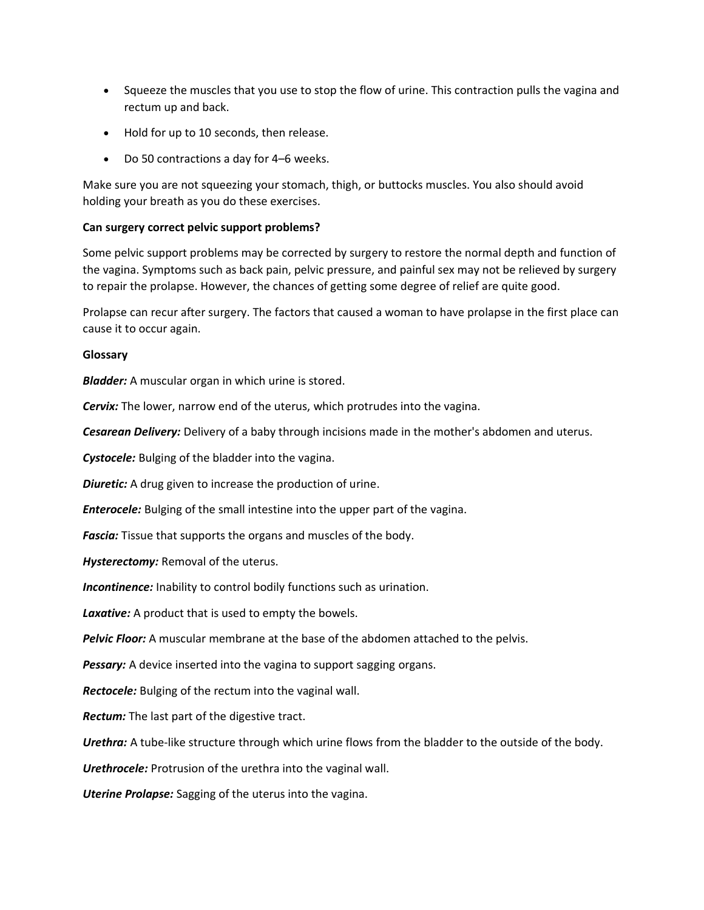- Squeeze the muscles that you use to stop the flow of urine. This contraction pulls the vagina and rectum up and back.
- Hold for up to 10 seconds, then release.
- Do 50 contractions a day for 4–6 weeks.

Make sure you are not squeezing your stomach, thigh, or buttocks muscles. You also should avoid holding your breath as you do these exercises.

**Can surgery correct pelvic support problems?**

Some pelvic support problems may be corrected by surgery to restore the normal depth and function of the vagina. Symptoms such as back pain, pelvic pressure, and painful sex may not be relieved by surgery to repair the prolapse. However, the chances of getting some degree of relief are quite good.

Prolapse can recur after surgery. The factors that caused a woman to have prolapse in the first place can cause it to occur again.

**Glossary**

***Bladder:*** A muscular organ in which urine is stored.

***Cervix:*** The lower, narrow end of the uterus, which protrudes into the vagina.

***Cesarean Delivery:*** Delivery of a baby through incisions made in the mother's abdomen and uterus.

***Cystocele:*** Bulging of the bladder into the vagina.

***Diuretic:*** A drug given to increase the production of urine.

***Enterocele:*** Bulging of the small intestine into the upper part of the vagina.

***Fascia:*** Tissue that supports the organs and muscles of the body.

***Hysterectomy:*** Removal of the uterus.

***Incontinence:*** Inability to control bodily functions such as urination.

***Laxative:*** A product that is used to empty the bowels.

***Pelvic Floor:*** A muscular membrane at the base of the abdomen attached to the pelvis.

***Pessary:*** A device inserted into the vagina to support sagging organs.

***Rectocele:*** Bulging of the rectum into the vaginal wall.

***Rectum:*** The last part of the digestive tract.

***Urethra:*** A tube-like structure through which urine flows from the bladder to the outside of the body.

***Urethrocele:*** Protrusion of the urethra into the vaginal wall.

***Uterine Prolapse:*** Sagging of the uterus into the vagina.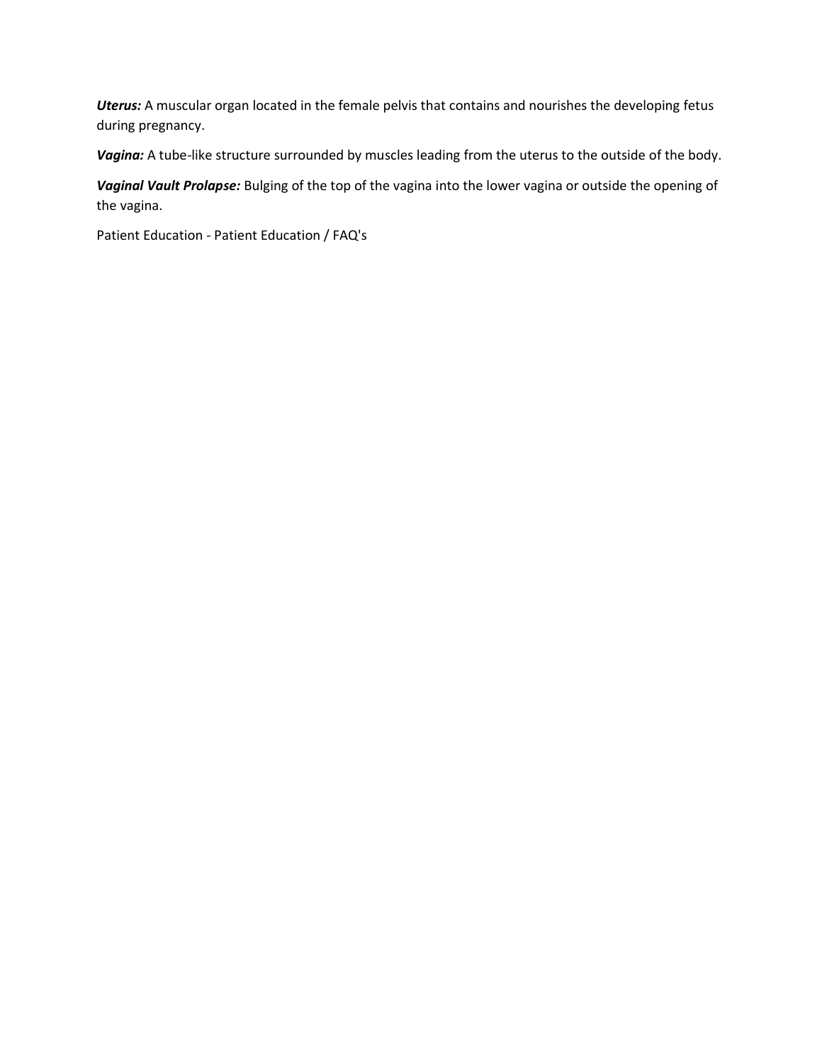***Uterus:*** A muscular organ located in the female pelvis that contains and nourishes the developing fetus during pregnancy.

***Vagina:*** A tube-like structure surrounded by muscles leading from the uterus to the outside of the body.

***Vaginal Vault Prolapse:*** Bulging of the top of the vagina into the lower vagina or outside the opening of the vagina.

Patient Education - Patient Education / FAQ's